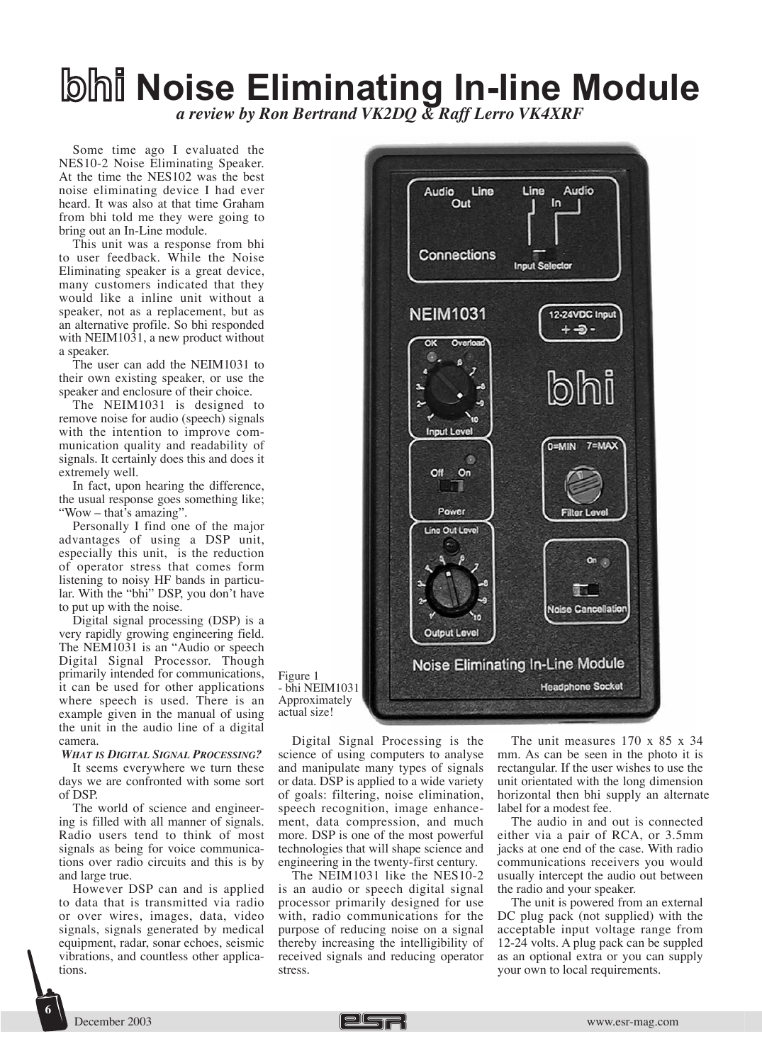# bhi Noise Eliminating In-line Module

*a review by Ron Bertrand VK2DQ & Raff Lerro VK4XRF*

Some time ago I evaluated the NES10-2 Noise Eliminating Speaker. At the time the NES102 was the best noise eliminating device I had ever heard. It was also at that time Graham from bhi told me they were going to bring out an In-Line module.

This unit was a response from bhi to user feedback. While the Noise Eliminating speaker is a great device, many customers indicated that they would like a inline unit without a speaker, not as a replacement, but as an alternative profile. So bhi responded with NEIM1031, a new product without a speaker.

The user can add the NEIM1031 to their own existing speaker, or use the speaker and enclosure of their choice.

The NEIM1031 is designed to remove noise for audio (speech) signals with the intention to improve communication quality and readability of signals. It certainly does this and does it extremely well.

In fact, upon hearing the difference, the usual response goes something like; "Wow – that's amazing".

Personally I find one of the major advantages of using a DSP unit, especially this unit, is the reduction of operator stress that comes form listening to noisy HF bands in particular. With the "bhi" DSP, you don't have to put up with the noise.

Digital signal processing (DSP) is a very rapidly growing engineering field. The NEM1031 is an "Audio or speech Digital Signal Processor. Though primarily intended for communications, it can be used for other applications where speech is used. There is an example given in the manual of using the unit in the audio line of a digital camera.

***What is Digital Signal Processing?***

It seems everywhere we turn these days we are confronted with some sort of DSP.

The world of science and engineering is filled with all manner of signals. Radio users tend to think of most signals as being for voice communications over radio circuits and this is by and large true.

However DSP can and is applied to data that is transmitted via radio or over wires, images, data, video signals, signals generated by medical equipment, radar, sonar echoes, seismic vibrations, and countless other applications.

Figure 1 - bhi NEIM1031 Approximately actual size!

Digital Signal Processing is the science of using computers to analyse and manipulate many types of signals or data. DSP is applied to a wide variety of goals: filtering, noise elimination, speech recognition, image enhancement, data compression, and much more. DSP is one of the most powerful technologies that will shape science and engineering in the twenty-first century.

The NEIM1031 like the NES10-2 is an audio or speech digital signal processor primarily designed for use with, radio communications for the purpose of reducing noise on a signal thereby increasing the intelligibility of received signals and reducing operator stress.

The unit measures 170 x 85 x 34 mm. As can be seen in the photo it is rectangular. If the user wishes to use the unit orientated with the long dimension horizontal then bhi supply an alternate label for a modest fee.

The audio in and out is connected either via a pair of RCA, or 3.5mm jacks at one end of the case. With radio communications receivers you would usually intercept the audio out between the radio and your speaker.

The unit is powered from an external DC plug pack (not supplied) with the acceptable input voltage range from 12-24 volts. A plug pack can be suppled as an optional extra or you can supply your own to local requirements.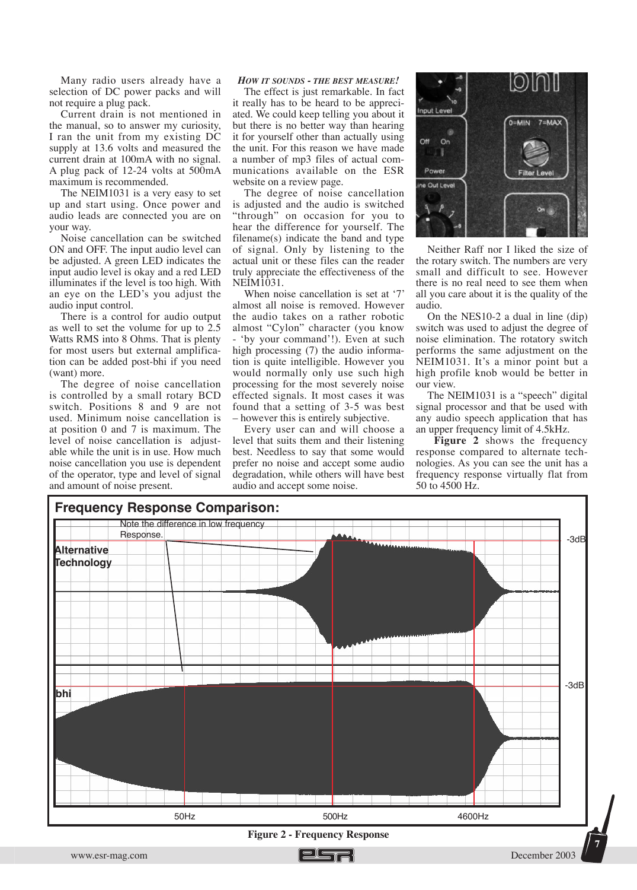Many radio users already have a selection of DC power packs and will not require a plug pack.

Current drain is not mentioned in the manual, so to answer my curiosity, I ran the unit from my existing DC supply at 13.6 volts and measured the current drain at 100mA with no signal. A plug pack of 12-24 volts at 500mA maximum is recommended.

The NEIM1031 is a very easy to set up and start using. Once power and audio leads are connected you are on your way.

Noise cancellation can be switched ON and OFF. The input audio level can be adjusted. A green LED indicates the input audio level is okay and a red LED illuminates if the level is too high. With an eye on the LED's you adjust the audio input control.

There is a control for audio output as well to set the volume for up to 2.5 Watts RMS into 8 Ohms. That is plenty for most users but external amplification can be added post-bhi if you need (want) more.

The degree of noise cancellation is controlled by a small rotary BCD switch. Positions 8 and 9 are not used. Minimum noise cancellation is at position 0 and 7 is maximum. The level of noise cancellation is adjustable while the unit is in use. How much noise cancellation you use is dependent of the operator, type and level of signal and amount of noise present.

### *How it sounds - the best measure!*

The effect is just remarkable. In fact it really has to be heard to be appreciated. We could keep telling you about it but there is no better way than hearing it for yourself other than actually using the unit. For this reason we have made a number of mp3 files of actual communications available on the ESR website on a review page.

The degree of noise cancellation is adjusted and the audio is switched "through" on occasion for you to hear the difference for yourself. The filename(s) indicate the band and type of signal. Only by listening to the actual unit or these files can the reader truly appreciate the effectiveness of the NEIM1031.

When noise cancellation is set at '7' almost all noise is removed. However the audio takes on a rather robotic almost "Cylon" character (you know - 'by your command'!). Even at such high processing (7) the audio information is quite intelligible. However you would normally only use such high processing for the most severely noise effected signals. It most cases it was found that a setting of 3-5 was best – however this is entirely subjective.

Every user can and will choose a level that suits them and their listening best. Needless to say that some would prefer no noise and accept some audio degradation, while others will have best audio and accept some noise.

Neither Raff nor I liked the size of the rotary switch. The numbers are very small and difficult to see. However there is no real need to see them when all you care about it is the quality of the audio.

On the NES10-2 a dual in line (dip) switch was used to adjust the degree of noise elimination. The rotatory switch performs the same adjustment on the NEIM1031. It's a minor point but a high profile knob would be better in our view.

The NEIM1031 is a "speech" digital signal processor and that be used with any audio speech application that has an upper frequency limit of 4.5kHz.

**Figure 2** shows the frequency response compared to alternate technologies. As you can see the unit has a frequency response virtually flat from 50 to 4500 Hz.

**Figure 2 - Frequency Response**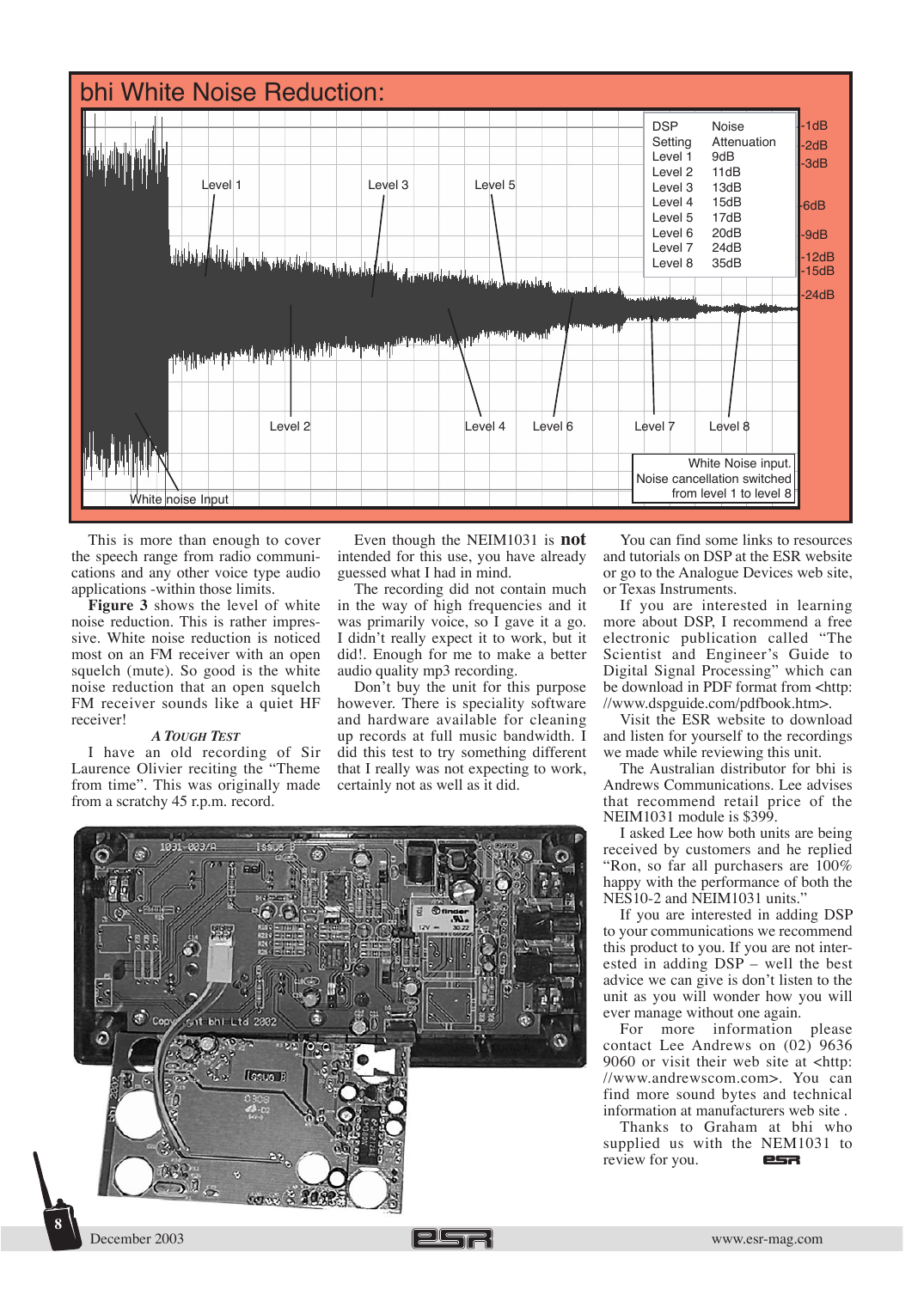## bhi White Noise Reduction:

DSP Setting Noise Attenuation
Level 1 9dB
Level 2 11dB
Level 3 13dB
Level 4 15dB
Level 5 17dB
Level 6 20dB
Level 7 24dB
Level 8 35dB

-1dB
-2dB
-3dB
-6dB
-9dB
-12dB
-15dB
-24dB

Level 1
Level 2
Level 3
Level 4
Level 5
Level 6
Level 7
Level 8
White noise Input

White Noise input. Noise cancellation switched from level 1 to level 8

This is more than enough to cover the speech range from radio communications and any other voice type audio applications -within those limits.

**Figure 3** shows the level of white noise reduction. This is rather impressive. White noise reduction is noticed most on an FM receiver with an open squelch (mute). So good is the white noise reduction that an open squelch FM receiver sounds like a quiet HF receiver!

### *A Tough Test*

I have an old recording of Sir Laurence Olivier reciting the "Theme from time". This was originally made from a scratchy 45 r.p.m. record.

Even though the NEIM1031 is **not** intended for this use, you have already guessed what I had in mind.

The recording did not contain much in the way of high frequencies and it was primarily voice, so I gave it a go. I didn't really expect it to work, but it did!. Enough for me to make a better audio quality mp3 recording.

Don't buy the unit for this purpose however. There is speciality software and hardware available for cleaning up records at full music bandwidth. I did this test to try something different that I really was not expecting to work, certainly not as well as it did.

You can find some links to resources and tutorials on DSP at the ESR website or go to the Analogue Devices web site, or Texas Instruments.

If you are interested in learning more about DSP, I recommend a free electronic publication called "The Scientist and Engineer's Guide to Digital Signal Processing" which can be download in PDF format from <http://www.dspguide.com/pdfbook.htm>.

Visit the ESR website to download and listen for yourself to the recordings we made while reviewing this unit.

The Australian distributor for bhi is Andrews Communications. Lee advises that recommend retail price of the NEIM1031 module is $399.

I asked Lee how both units are being received by customers and he replied "Ron, so far all purchasers are 100% happy with the performance of both the NES10-2 and NEIM1031 units."

If you are interested in adding DSP to your communications we recommend this product to you. If you are not interested in adding DSP – well the best advice we can give is don't listen to the unit as you will wonder how you will ever manage without one again.

For more information please contact Lee Andrews on (02) 9636 9060 or visit their web site at <http://www.andrewscom.com>. You can find more sound bytes and technical information at manufacturers web site .

Thanks to Graham at bhi who supplied us with the NEM1031 to review for you.